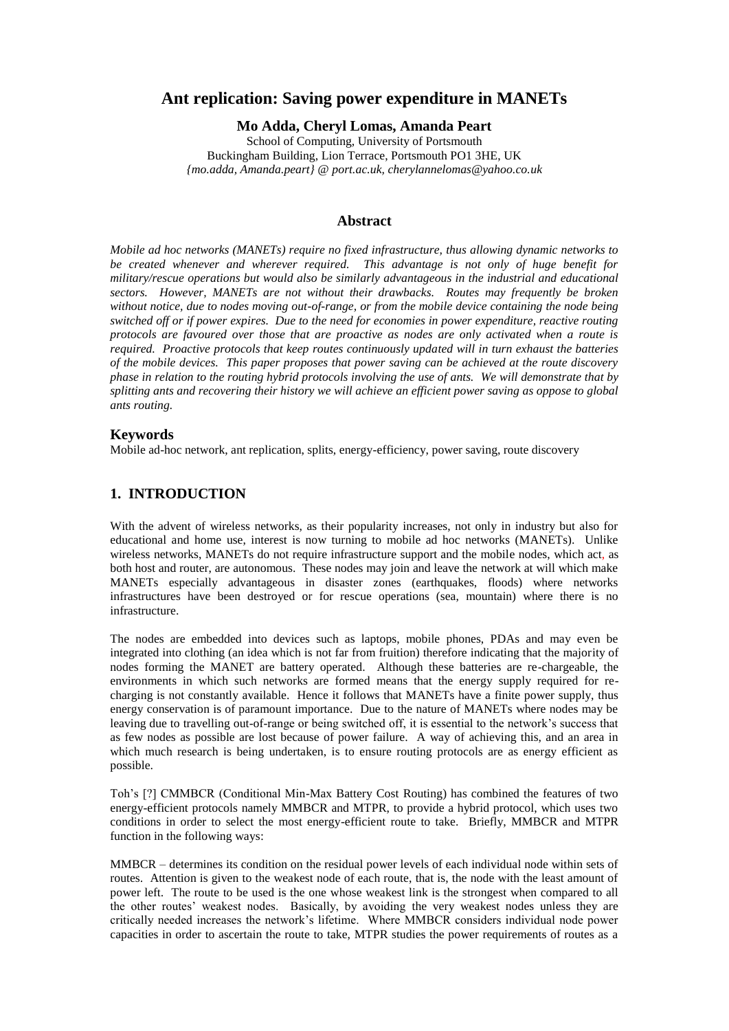# Ant replication: Saving power expenditure in MANETs

**Mo Adda, Cheryl Lomas, Amanda Peart**

School of Computing, University of Portsmouth
Buckingham Building, Lion Terrace, Portsmouth PO1 3HE, UK
*{mo.adda, Amanda.peart} @ port.ac.uk, cherylannelomas@yahoo.co.uk*

## Abstract

*Mobile ad hoc networks (MANETs) require no fixed infrastructure, thus allowing dynamic networks to be created whenever and wherever required. This advantage is not only of huge benefit for military/rescue operations but would also be similarly advantageous in the industrial and educational sectors. However, MANETs are not without their drawbacks. Routes may frequently be broken without notice, due to nodes moving out-of-range, or from the mobile device containing the node being switched off or if power expires. Due to the need for economies in power expenditure, reactive routing protocols are favoured over those that are proactive as nodes are only activated when a route is required. Proactive protocols that keep routes continuously updated will in turn exhaust the batteries of the mobile devices. This paper proposes that power saving can be achieved at the route discovery phase in relation to the routing hybrid protocols involving the use of ants. We will demonstrate that by splitting ants and recovering their history we will achieve an efficient power saving as oppose to global ants routing.*

### Keywords

Mobile ad-hoc network, ant replication, splits, energy-efficiency, power saving, route discovery

## 1. INTRODUCTION

With the advent of wireless networks, as their popularity increases, not only in industry but also for educational and home use, interest is now turning to mobile ad hoc networks (MANETs). Unlike wireless networks, MANETs do not require infrastructure support and the mobile nodes, which act, as both host and router, are autonomous. These nodes may join and leave the network at will which make MANETs especially advantageous in disaster zones (earthquakes, floods) where networks infrastructures have been destroyed or for rescue operations (sea, mountain) where there is no infrastructure.

The nodes are embedded into devices such as laptops, mobile phones, PDAs and may even be integrated into clothing (an idea which is not far from fruition) therefore indicating that the majority of nodes forming the MANET are battery operated. Although these batteries are re-chargeable, the environments in which such networks are formed means that the energy supply required for re-charging is not constantly available. Hence it follows that MANETs have a finite power supply, thus energy conservation is of paramount importance. Due to the nature of MANETs where nodes may be leaving due to travelling out-of-range or being switched off, it is essential to the network's success that as few nodes as possible are lost because of power failure. A way of achieving this, and an area in which much research is being undertaken, is to ensure routing protocols are as energy efficient as possible.

Toh's [?] CMMBCR (Conditional Min-Max Battery Cost Routing) has combined the features of two energy-efficient protocols namely MMBCR and MTPR, to provide a hybrid protocol, which uses two conditions in order to select the most energy-efficient route to take. Briefly, MMBCR and MTPR function in the following ways:

MMBCR – determines its condition on the residual power levels of each individual node within sets of routes. Attention is given to the weakest node of each route, that is, the node with the least amount of power left. The route to be used is the one whose weakest link is the strongest when compared to all the other routes' weakest nodes. Basically, by avoiding the very weakest nodes unless they are critically needed increases the network's lifetime. Where MMBCR considers individual node power capacities in order to ascertain the route to take, MTPR studies the power requirements of routes as a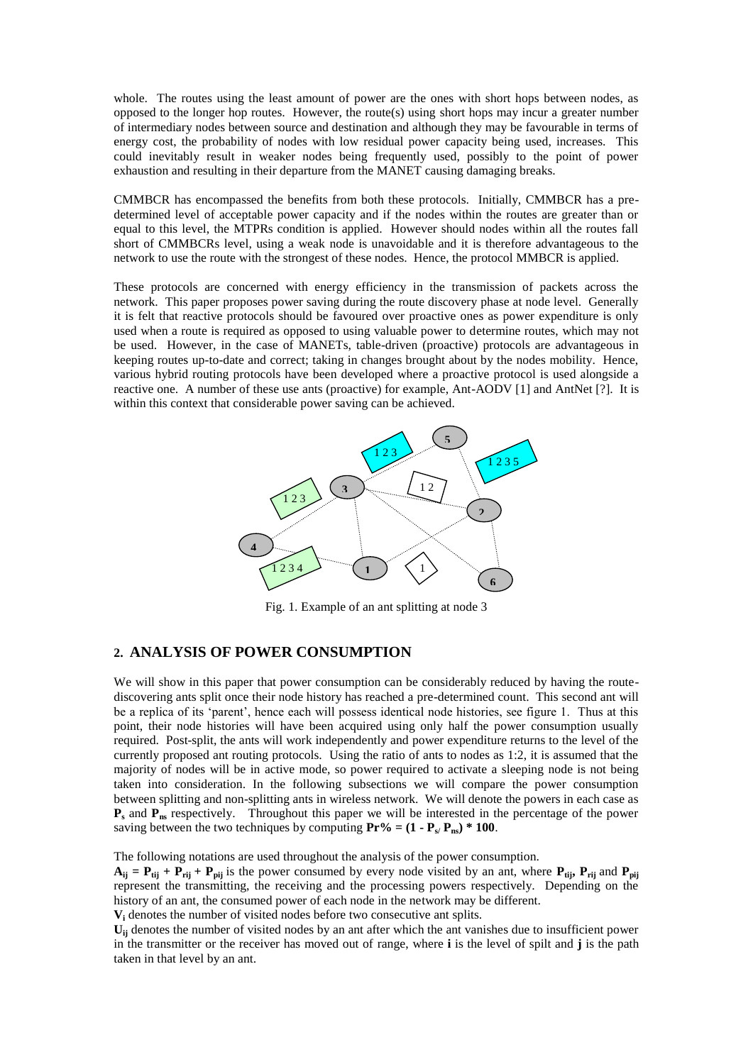whole. The routes using the least amount of power are the ones with short hops between nodes, as opposed to the longer hop routes. However, the route(s) using short hops may incur a greater number of intermediary nodes between source and destination and although they may be favourable in terms of energy cost, the probability of nodes with low residual power capacity being used, increases. This could inevitably result in weaker nodes being frequently used, possibly to the point of power exhaustion and resulting in their departure from the MANET causing damaging breaks.

CMMBCR has encompassed the benefits from both these protocols. Initially, CMMBCR has a pre-determined level of acceptable power capacity and if the nodes within the routes are greater than or equal to this level, the MTPRs condition is applied. However should nodes within all the routes fall short of CMMBCRs level, using a weak node is unavoidable and it is therefore advantageous to the network to use the route with the strongest of these nodes. Hence, the protocol MMBCR is applied.

These protocols are concerned with energy efficiency in the transmission of packets across the network. This paper proposes power saving during the route discovery phase at node level. Generally it is felt that reactive protocols should be favoured over proactive ones as power expenditure is only used when a route is required as opposed to using valuable power to determine routes, which may not be used. However, in the case of MANETs, table-driven (proactive) protocols are advantageous in keeping routes up-to-date and correct; taking in changes brought about by the nodes mobility. Hence, various hybrid routing protocols have been developed where a proactive protocol is used alongside a reactive one. A number of these use ants (proactive) for example, Ant-AODV [1] and AntNet [?]. It is within this context that considerable power saving can be achieved.

Fig. 1. Example of an ant splitting at node 3

## 2. ANALYSIS OF POWER CONSUMPTION

We will show in this paper that power consumption can be considerably reduced by having the route-discovering ants split once their node history has reached a pre-determined count. This second ant will be a replica of its 'parent', hence each will possess identical node histories, see figure 1. Thus at this point, their node histories will have been acquired using only half the power consumption usually required. Post-split, the ants will work independently and power expenditure returns to the level of the currently proposed ant routing protocols. Using the ratio of ants to nodes as 1:2, it is assumed that the majority of nodes will be in active mode, so power required to activate a sleeping node is not being taken into consideration. In the following subsections we will compare the power consumption between splitting and non-splitting ants in wireless network. We will denote the powers in each case as $\mathbf{P_s}$ and $\mathbf{P_{ns}}$ respectively. Throughout this paper we will be interested in the percentage of the power saving between the two techniques by computing $\mathbf{Pr\% = (1 - P_s/ P_{ns}) * 100}$.

The following notations are used throughout the analysis of the power consumption.

$\mathbf{A_{ij} = P_{tij} + P_{rij} + P_{pij}}$ is the power consumed by every node visited by an ant, where $\mathbf{P_{tij}}$, $\mathbf{P_{rij}}$ and $\mathbf{P_{pij}}$ represent the transmitting, the receiving and the processing powers respectively. Depending on the history of an ant, the consumed power of each node in the network may be different.

$\mathbf{V_i}$ denotes the number of visited nodes before two consecutive ant splits.

$\mathbf{U_{ij}}$ denotes the number of visited nodes by an ant after which the ant vanishes due to insufficient power in the transmitter or the receiver has moved out of range, where **i** is the level of spilt and **j** is the path taken in that level by an ant.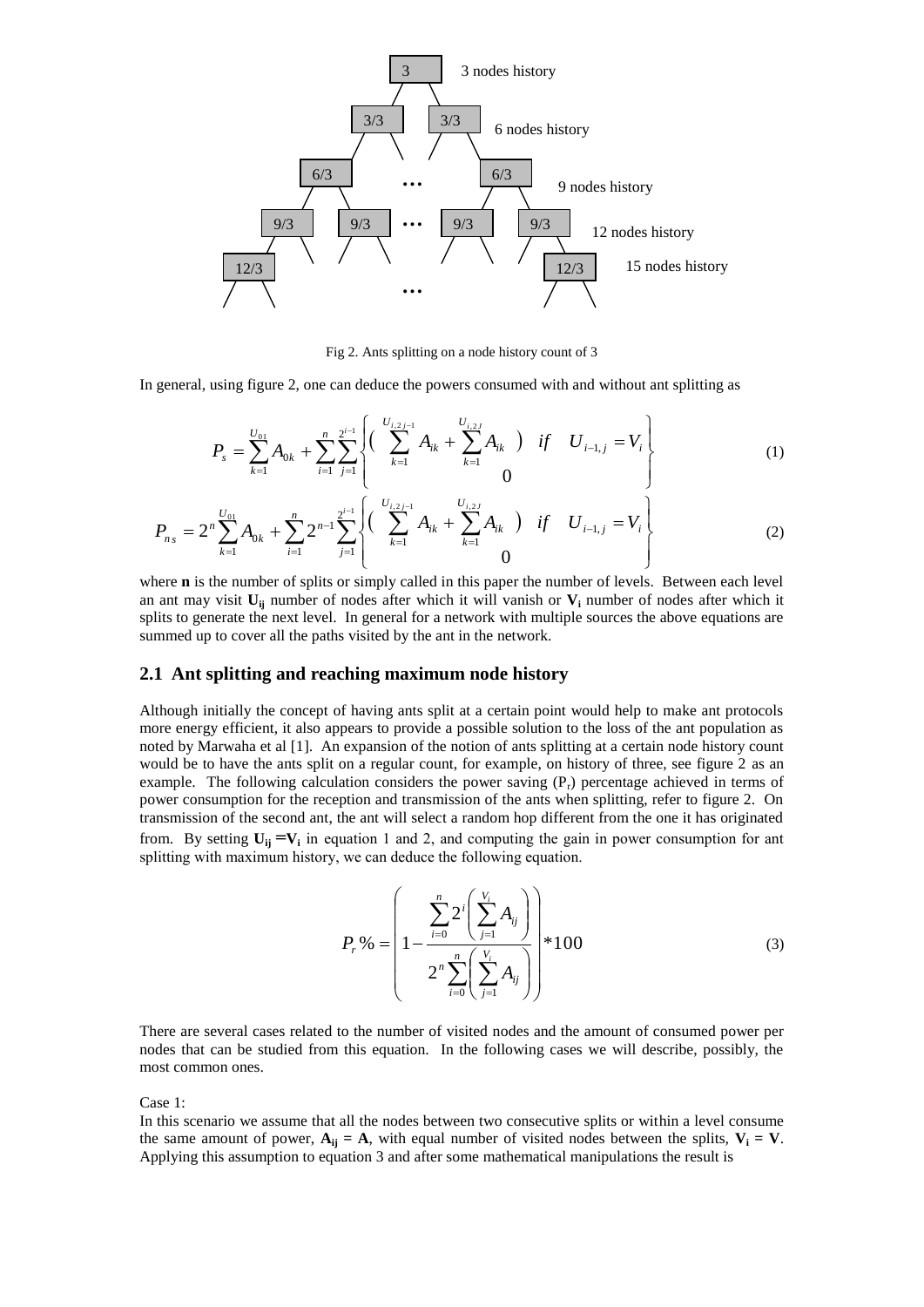Fig 2. Ants splitting on a node history count of 3

In general, using figure 2, one can deduce the powers consumed with and without ant splitting as

$$P_s = \sum_{k=1}^{U_{01}} A_{0k} + \sum_{i=1}^{n} \sum_{j=1}^{2^{i-1}} \left\{ \begin{array}{ll} \left( \sum_{k=1}^{U_{i,2j-1}} A_{ik} + \sum_{k=1}^{U_{i,2J}} A_{ik} \right) & if \quad U_{i-1,j} = V_i \\ 0 & \end{array} \right\} \tag{1}$$

$$P_{ns} = 2^n \sum_{k=1}^{U_{01}} A_{0k} + \sum_{i=1}^{n} 2^{n-1} \sum_{j=1}^{2^{i-1}} \left\{ \begin{array}{ll} \left( \sum_{k=1}^{U_{i,2j-1}} A_{ik} + \sum_{k=1}^{U_{i,2J}} A_{ik} \right) & if \quad U_{i-1,j} = V_i \\ 0 & \end{array} \right\} \tag{2}$$

where **n** is the number of splits or simply called in this paper the number of levels. Between each level an ant may visit $\mathbf{U_{ij}}$ number of nodes after which it will vanish or $\mathbf{V_i}$ number of nodes after which it splits to generate the next level. In general for a network with multiple sources the above equations are summed up to cover all the paths visited by the ant in the network.

## 2.1 Ant splitting and reaching maximum node history

Although initially the concept of having ants split at a certain point would help to make ant protocols more energy efficient, it also appears to provide a possible solution to the loss of the ant population as noted by Marwaha et al [1]. An expansion of the notion of ants splitting at a certain node history count would be to have the ants split on a regular count, for example, on history of three, see figure 2 as an example. The following calculation considers the power saving ($P_r$) percentage achieved in terms of power consumption for the reception and transmission of the ants when splitting, refer to figure 2. On transmission of the second ant, the ant will select a random hop different from the one it has originated from. By setting $\mathbf{U_{ij} = V_i}$ in equation 1 and 2, and computing the gain in power consumption for ant splitting with maximum history, we can deduce the following equation.

$$P_r\% = \left( 1 - \frac{\sum_{i=0}^{n} 2^i \left( \sum_{j=1}^{V_i} A_{ij} \right)}{2^n \sum_{i=0}^{n} \left( \sum_{j=1}^{V_i} A_{ij} \right)} \right) * 100 \tag{3}$$

There are several cases related to the number of visited nodes and the amount of consumed power per nodes that can be studied from this equation. In the following cases we will describe, possibly, the most common ones.

Case 1:

In this scenario we assume that all the nodes between two consecutive splits or within a level consume the same amount of power, $\mathbf{A_{ij} = A}$, with equal number of visited nodes between the splits, $\mathbf{V_i = V}$. Applying this assumption to equation 3 and after some mathematical manipulations the result is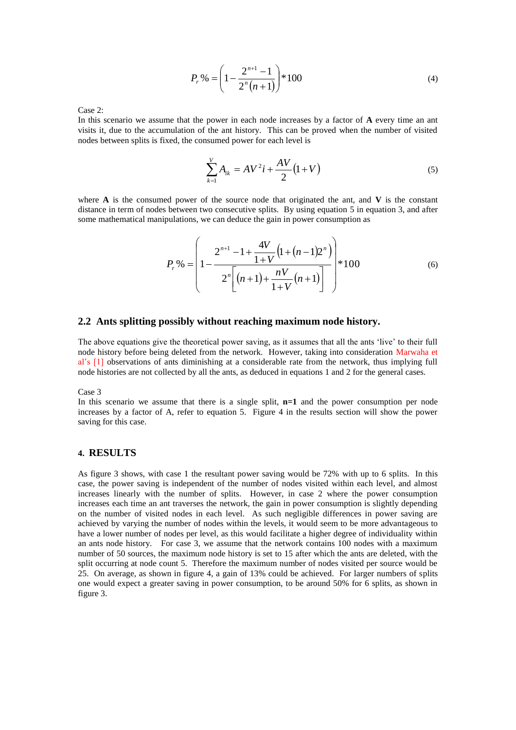$$P_r\% = \left(1 - \frac{2^{n+1}-1}{2^n(n+1)}\right) * 100 \tag{4}$$

Case 2:
In this scenario we assume that the power in each node increases by a factor of **A** every time an ant visits it, due to the accumulation of the ant history. This can be proved when the number of visited nodes between splits is fixed, the consumed power for each level is

$$\sum_{k=1}^{V} A_{ik} = AV^2 i + \frac{AV}{2}(1+V) \tag{5}$$

where **A** is the consumed power of the source node that originated the ant, and **V** is the constant distance in term of nodes between two consecutive splits. By using equation 5 in equation 3, and after some mathematical manipulations, we can deduce the gain in power consumption as

$$P_r\% = \left(1 - \frac{2^{n+1} - 1 + \frac{4V}{1+V}\left(1+(n-1)2^n\right)}{2^n\left[(n+1) + \frac{nV}{1+V}(n+1)\right]}\right) * 100 \tag{6}$$

## 2.2 Ants splitting possibly without reaching maximum node history.

The above equations give the theoretical power saving, as it assumes that all the ants 'live' to their full node history before being deleted from the network. However, taking into consideration Marwaha et al's [1] observations of ants diminishing at a considerable rate from the network, thus implying full node histories are not collected by all the ants, as deduced in equations 1 and 2 for the general cases.

Case 3
In this scenario we assume that there is a single split, **n=1** and the power consumption per node increases by a factor of A, refer to equation 5. Figure 4 in the results section will show the power saving for this case.

## 4. RESULTS

As figure 3 shows, with case 1 the resultant power saving would be 72% with up to 6 splits. In this case, the power saving is independent of the number of nodes visited within each level, and almost increases linearly with the number of splits. However, in case 2 where the power consumption increases each time an ant traverses the network, the gain in power consumption is slightly depending on the number of visited nodes in each level. As such negligible differences in power saving are achieved by varying the number of nodes within the levels, it would seem to be more advantageous to have a lower number of nodes per level, as this would facilitate a higher degree of individuality within an ants node history. For case 3, we assume that the network contains 100 nodes with a maximum number of 50 sources, the maximum node history is set to 15 after which the ants are deleted, with the split occurring at node count 5. Therefore the maximum number of nodes visited per source would be 25. On average, as shown in figure 4, a gain of 13% could be achieved. For larger numbers of splits one would expect a greater saving in power consumption, to be around 50% for 6 splits, as shown in figure 3.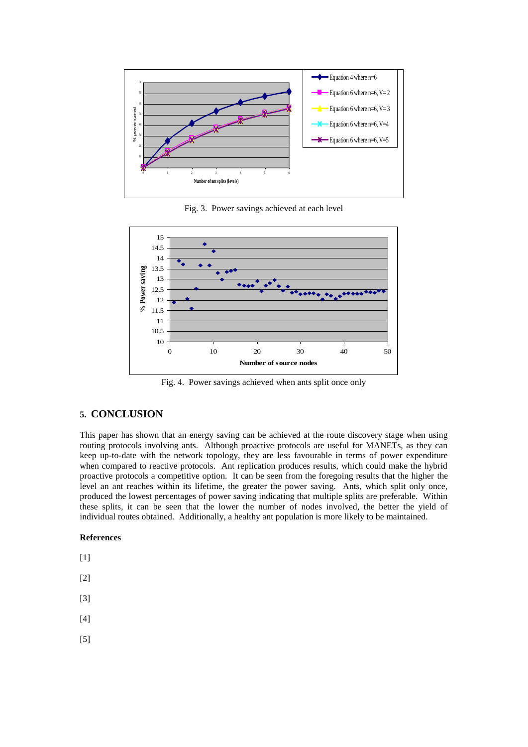Equation 4 where n=6
Equation 6 where n=6, V= 2
Equation 6 where n=6, V= 3
Equation 6 where n=6, V=4
Equation 6 where n=6, V=5

% power saved

Number of ant splits (levels)

Fig. 3. Power savings achieved at each level

% Power saving

15
14.5
14
13.5
13
12.5
12
11.5
11
10.5
10

0 10 20 30 40 50

Number of source nodes

Fig. 4. Power savings achieved when ants split once only

## 5. CONCLUSION

This paper has shown that an energy saving can be achieved at the route discovery stage when using routing protocols involving ants. Although proactive protocols are useful for MANETs, as they can keep up-to-date with the network topology, they are less favourable in terms of power expenditure when compared to reactive protocols. Ant replication produces results, which could make the hybrid proactive protocols a competitive option. It can be seen from the foregoing results that the higher the level an ant reaches within its lifetime, the greater the power saving. Ants, which split only once, produced the lowest percentages of power saving indicating that multiple splits are preferable. Within these splits, it can be seen that the lower the number of nodes involved, the better the yield of individual routes obtained. Additionally, a healthy ant population is more likely to be maintained.

### References

[1]

[2]

[3]

[4]

[5]